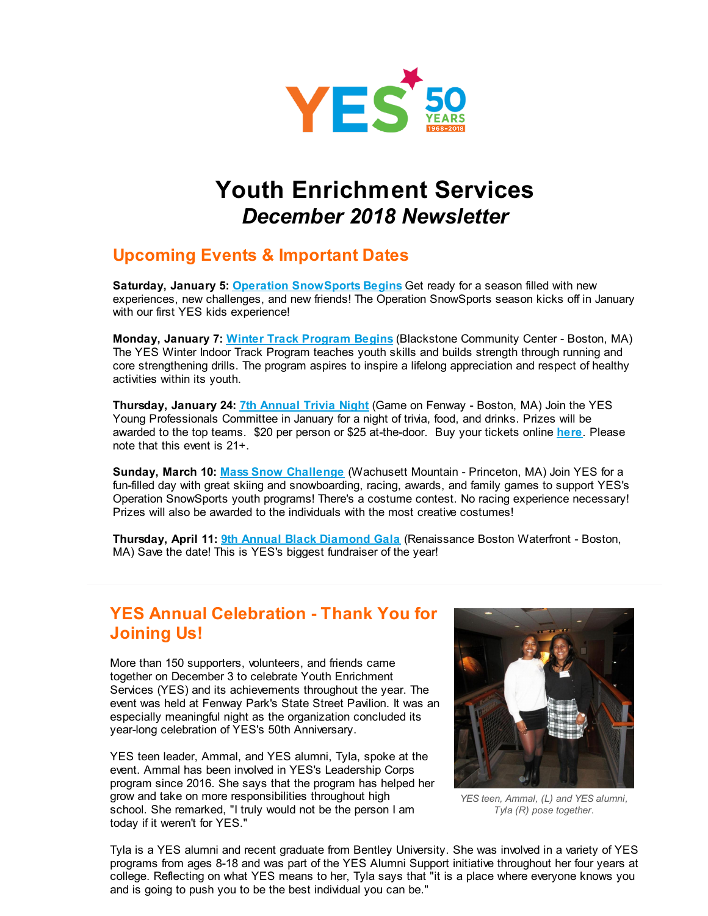# Youth Enrichment Services
## *December 2018 Newsletter*

## Upcoming Events & Important Dates

**Saturday, January 5: Operation SnowSports Begins** Get ready for a season filled with new experiences, new challenges, and new friends! The Operation SnowSports season kicks off in January with our first YES kids experience!

**Monday, January 7: Winter Track Program Begins** (Blackstone Community Center - Boston, MA) The YES Winter Indoor Track Program teaches youth skills and builds strength through running and core strengthening drills. The program aspires to inspire a lifelong appreciation and respect of healthy activities within its youth.

**Thursday, January 24: 7th Annual Trivia Night** (Game on Fenway - Boston, MA) Join the YES Young Professionals Committee in January for a night of trivia, food, and drinks. Prizes will be awarded to the top teams. $20 per person or $25 at-the-door. Buy your tickets online **here**. Please note that this event is 21+.

**Sunday, March 10: Mass Snow Challenge** (Wachusett Mountain - Princeton, MA) Join YES for a fun-filled day with great skiing and snowboarding, racing, awards, and family games to support YES's Operation SnowSports youth programs! There's a costume contest. No racing experience necessary! Prizes will also be awarded to the individuals with the most creative costumes!

**Thursday, April 11: 9th Annual Black Diamond Gala** (Renaissance Boston Waterfront - Boston, MA) Save the date! This is YES's biggest fundraiser of the year!

## YES Annual Celebration - Thank You for Joining Us!

More than 150 supporters, volunteers, and friends came together on December 3 to celebrate Youth Enrichment Services (YES) and its achievements throughout the year. The event was held at Fenway Park's State Street Pavilion. It was an especially meaningful night as the organization concluded its year-long celebration of YES's 50th Anniversary.

YES teen leader, Ammal, and YES alumni, Tyla, spoke at the event. Ammal has been involved in YES's Leadership Corps program since 2016. She says that the program has helped her grow and take on more responsibilities throughout high school. She remarked, "I truly would not be the person I am today if it weren't for YES."

*YES teen, Ammal, (L) and YES alumni, Tyla (R) pose together.*

Tyla is a YES alumni and recent graduate from Bentley University. She was involved in a variety of YES programs from ages 8-18 and was part of the YES Alumni Support initiative throughout her four years at college. Reflecting on what YES means to her, Tyla says that "it is a place where everyone knows you and is going to push you to be the best individual you can be."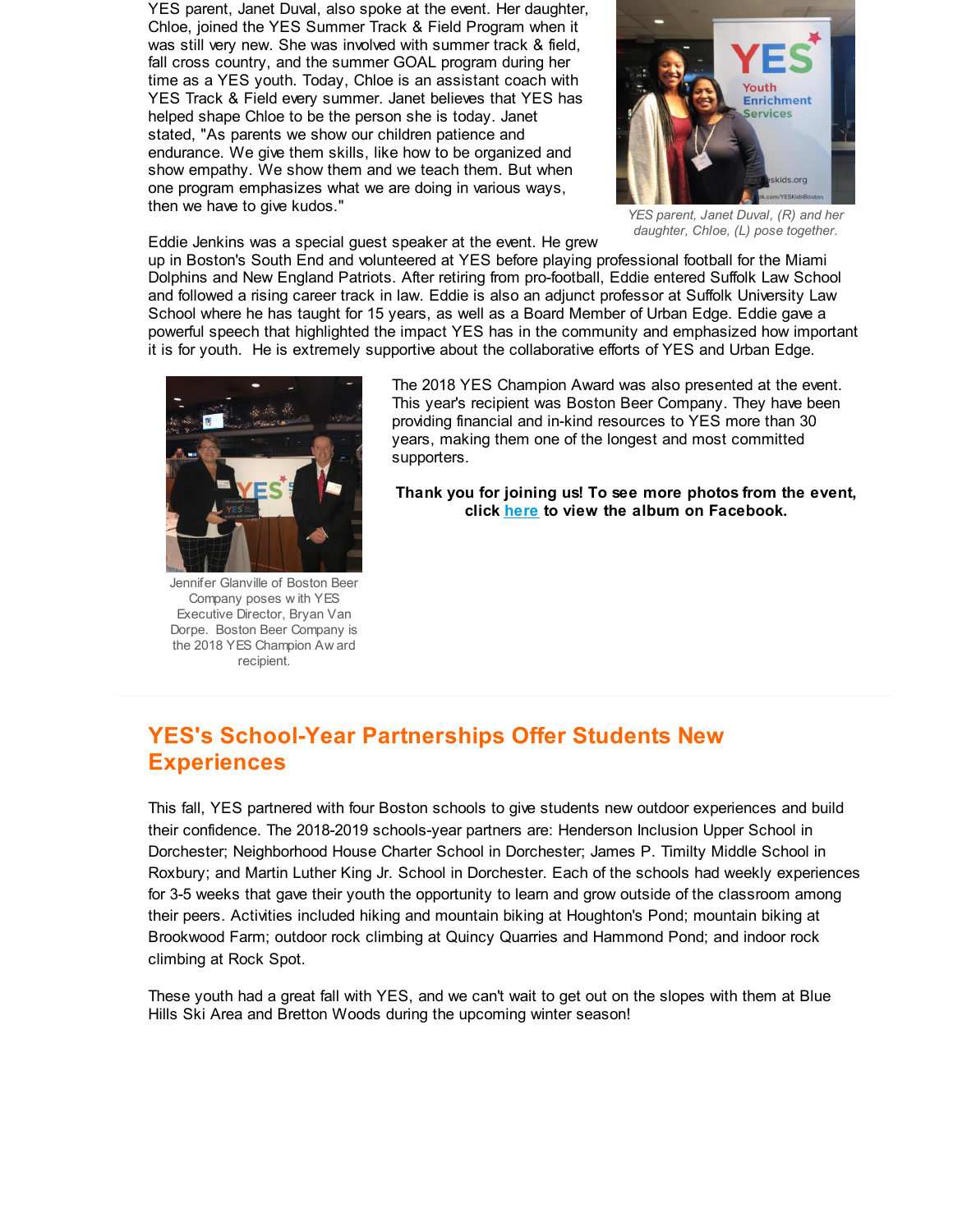YES parent, Janet Duval, also spoke at the event. Her daughter, Chloe, joined the YES Summer Track & Field Program when it was still very new. She was involved with summer track & field, fall cross country, and the summer GOAL program during her time as a YES youth. Today, Chloe is an assistant coach with YES Track & Field every summer. Janet believes that YES has helped shape Chloe to be the person she is today. Janet stated, "As parents we show our children patience and endurance. We give them skills, like how to be organized and show empathy. We show them and we teach them. But when one program emphasizes what we are doing in various ways, then we have to give kudos."

*YES parent, Janet Duval, (R) and her daughter, Chloe, (L) pose together.*

Eddie Jenkins was a special guest speaker at the event. He grew up in Boston's South End and volunteered at YES before playing professional football for the Miami Dolphins and New England Patriots. After retiring from pro-football, Eddie entered Suffolk Law School and followed a rising career track in law. Eddie is also an adjunct professor at Suffolk University Law School where he has taught for 15 years, as well as a Board Member of Urban Edge. Eddie gave a powerful speech that highlighted the impact YES has in the community and emphasized how important it is for youth. He is extremely supportive about the collaborative efforts of YES and Urban Edge.

The 2018 YES Champion Award was also presented at the event. This year's recipient was Boston Beer Company. They have been providing financial and in-kind resources to YES more than 30 years, making them one of the longest and most committed supporters.

**Thank you for joining us! To see more photos from the event, click here to view the album on Facebook.**

Jennifer Glanville of Boston Beer Company poses with YES Executive Director, Bryan Van Dorpe. Boston Beer Company is the 2018 YES Champion Award recipient.

## YES's School-Year Partnerships Offer Students New Experiences

This fall, YES partnered with four Boston schools to give students new outdoor experiences and build their confidence. The 2018-2019 schools-year partners are: Henderson Inclusion Upper School in Dorchester; Neighborhood House Charter School in Dorchester; James P. Timilty Middle School in Roxbury; and Martin Luther King Jr. School in Dorchester. Each of the schools had weekly experiences for 3-5 weeks that gave their youth the opportunity to learn and grow outside of the classroom among their peers. Activities included hiking and mountain biking at Houghton's Pond; mountain biking at Brookwood Farm; outdoor rock climbing at Quincy Quarries and Hammond Pond; and indoor rock climbing at Rock Spot.

These youth had a great fall with YES, and we can't wait to get out on the slopes with them at Blue Hills Ski Area and Bretton Woods during the upcoming winter season!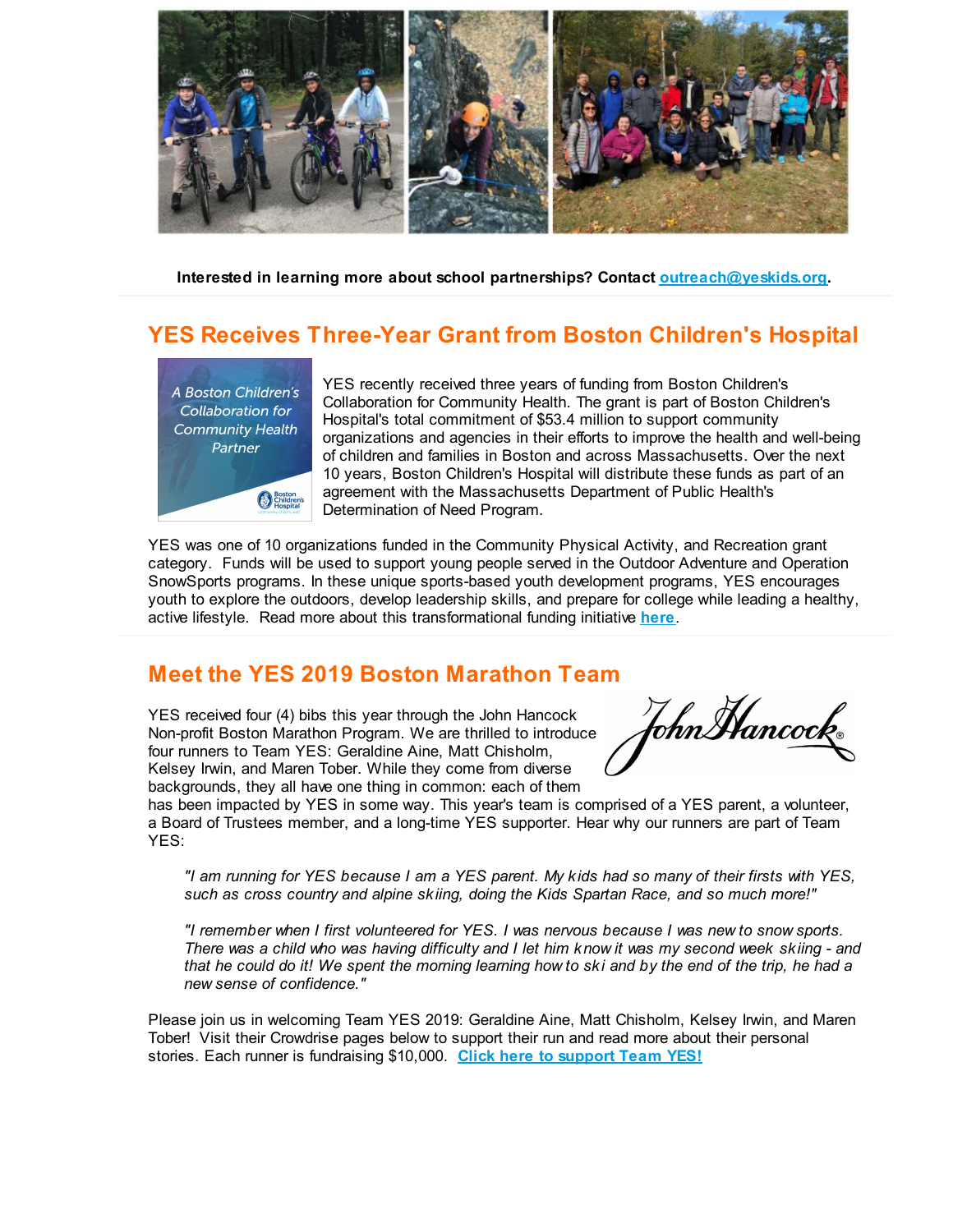**Interested in learning more about school partnerships? Contact outreach@yeskids.org.**

## YES Receives Three-Year Grant from Boston Children's Hospital

YES recently received three years of funding from Boston Children's Collaboration for Community Health. The grant is part of Boston Children's Hospital's total commitment of $53.4 million to support community organizations and agencies in their efforts to improve the health and well-being of children and families in Boston and across Massachusetts. Over the next 10 years, Boston Children's Hospital will distribute these funds as part of an agreement with the Massachusetts Department of Public Health's Determination of Need Program.

YES was one of 10 organizations funded in the Community Physical Activity, and Recreation grant category. Funds will be used to support young people served in the Outdoor Adventure and Operation SnowSports programs. In these unique sports-based youth development programs, YES encourages youth to explore the outdoors, develop leadership skills, and prepare for college while leading a healthy, active lifestyle. Read more about this transformational funding initiative **here**.

## Meet the YES 2019 Boston Marathon Team

YES received four (4) bibs this year through the John Hancock Non-profit Boston Marathon Program. We are thrilled to introduce four runners to Team YES: Geraldine Aine, Matt Chisholm, Kelsey Irwin, and Maren Tober. While they come from diverse backgrounds, they all have one thing in common: each of them has been impacted by YES in some way. This year's team is comprised of a YES parent, a volunteer, a Board of Trustees member, and a long-time YES supporter. Hear why our runners are part of Team YES:

> *"I am running for YES because I am a YES parent. My kids had so many of their firsts with YES, such as cross country and alpine skiing, doing the Kids Spartan Race, and so much more!"*

> *"I remember when I first volunteered for YES. I was nervous because I was new to snow sports. There was a child who was having difficulty and I let him know it was my second week skiing - and that he could do it! We spent the morning learning how to ski and by the end of the trip, he had a new sense of confidence."*

Please join us in welcoming Team YES 2019: Geraldine Aine, Matt Chisholm, Kelsey Irwin, and Maren Tober! Visit their Crowdrise pages below to support their run and read more about their personal stories. Each runner is fundraising $10,000. **Click here to support Team YES!**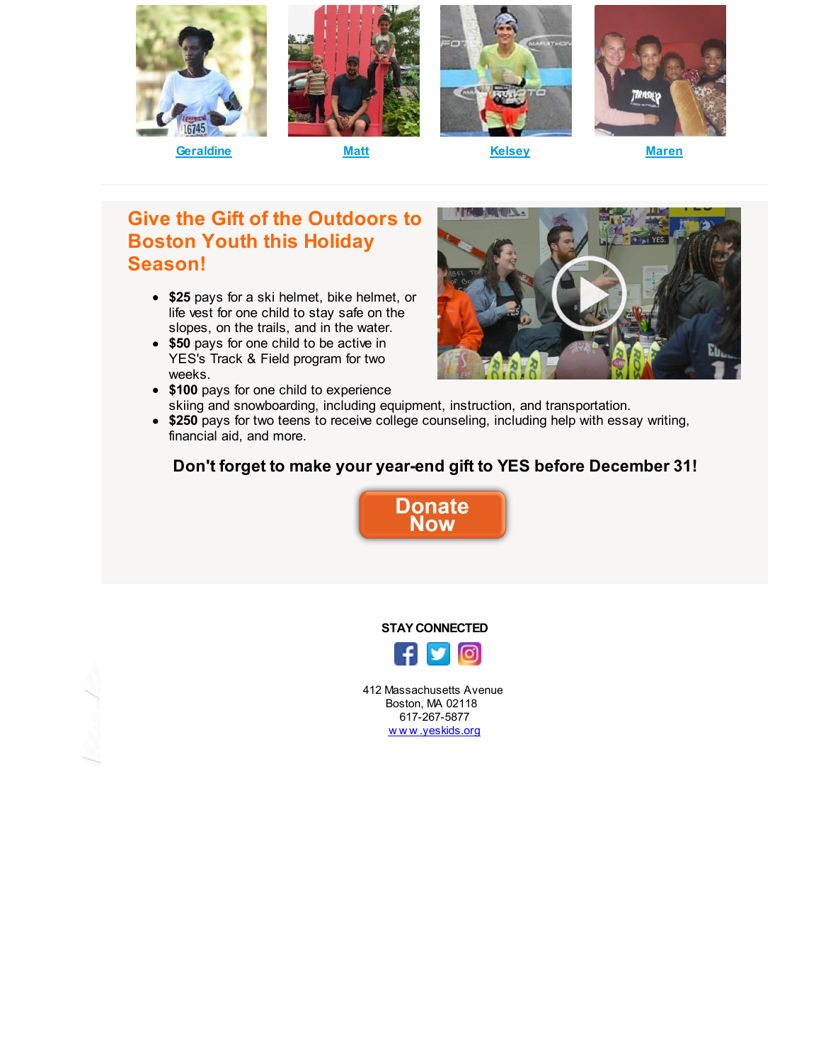Geraldine    Matt    Kelsey    Maren

## Give the Gift of the Outdoors to Boston Youth this Holiday Season!

- **$25** pays for a ski helmet, bike helmet, or life vest for one child to stay safe on the slopes, on the trails, and in the water.
- **$50** pays for one child to be active in YES's Track & Field program for two weeks.
- **$100** pays for one child to experience skiing and snowboarding, including equipment, instruction, and transportation.
- **$250** pays for two teens to receive college counseling, including help with essay writing, financial aid, and more.

**Don't forget to make your year-end gift to YES before December 31!**

Donate Now

**STAY CONNECTED**

412 Massachusetts Avenue
Boston, MA 02118
617-267-5877
www.yeskids.org